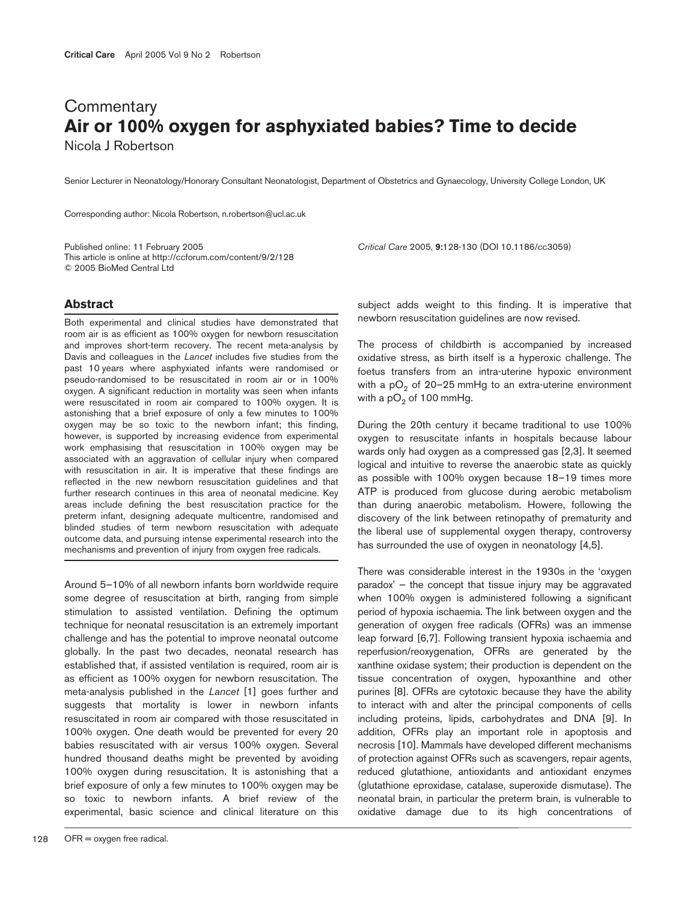Commentary

# Air or 100% oxygen for asphyxiated babies? Time to decide

Nicola J Robertson

Senior Lecturer in Neonatology/Honorary Consultant Neonatologist, Department of Obstetrics and Gynaecology, University College London, UK

Corresponding author: Nicola Robertson, n.robertson@ucl.ac.uk

Published online: 11 February 2005
This article is online at http://ccforum.com/content/9/2/128
© 2005 BioMed Central Ltd

*Critical Care* 2005, **9**:128-130 (DOI 10.1186/cc3059)

## Abstract

Both experimental and clinical studies have demonstrated that room air is as efficient as 100% oxygen for newborn resuscitation and improves short-term recovery. The recent meta-analysis by Davis and colleagues in the *Lancet* includes five studies from the past 10 years where asphyxiated infants were randomised or pseudo-randomised to be resuscitated in room air or in 100% oxygen. A significant reduction in mortality was seen when infants were resuscitated in room air compared to 100% oxygen. It is astonishing that a brief exposure of only a few minutes to 100% oxygen may be so toxic to the newborn infant; this finding, however, is supported by increasing evidence from experimental work emphasising that resuscitation in 100% oxygen may be associated with an aggravation of cellular injury when compared with resuscitation in air. It is imperative that these findings are reflected in the new newborn resuscitation guidelines and that further research continues in this area of neonatal medicine. Key areas include defining the best resuscitation practice for the preterm infant, designing adequate multicentre, randomised and blinded studies of term newborn resuscitation with adequate outcome data, and pursuing intense experimental research into the mechanisms and prevention of injury from oxygen free radicals.

Around 5–10% of all newborn infants born worldwide require some degree of resuscitation at birth, ranging from simple stimulation to assisted ventilation. Defining the optimum technique for neonatal resuscitation is an extremely important challenge and has the potential to improve neonatal outcome globally. In the past two decades, neonatal research has established that, if assisted ventilation is required, room air is as efficient as 100% oxygen for newborn resuscitation. The meta-analysis published in the *Lancet* [1] goes further and suggests that mortality is lower in newborn infants resuscitated in room air compared with those resuscitated in 100% oxygen. One death would be prevented for every 20 babies resuscitated with air versus 100% oxygen. Several hundred thousand deaths might be prevented by avoiding 100% oxygen during resuscitation. It is astonishing that a brief exposure of only a few minutes to 100% oxygen may be so toxic to newborn infants. A brief review of the experimental, basic science and clinical literature on this subject adds weight to this finding. It is imperative that newborn resuscitation guidelines are now revised.

The process of childbirth is accompanied by increased oxidative stress, as birth itself is a hyperoxic challenge. The foetus transfers from an intra-uterine hypoxic environment with a $pO_2$ of 20–25 mmHg to an extra-uterine environment with a $pO_2$ of 100 mmHg.

During the 20th century it became traditional to use 100% oxygen to resuscitate infants in hospitals because labour wards only had oxygen as a compressed gas [2,3]. It seemed logical and intuitive to reverse the anaerobic state as quickly as possible with 100% oxygen because 18–19 times more ATP is produced from glucose during aerobic metabolism than during anaerobic metabolism. Howere, following the discovery of the link between retinopathy of prematurity and the liberal use of supplemental oxygen therapy, controversy has surrounded the use of oxygen in neonatology [4,5].

There was considerable interest in the 1930s in the 'oxygen paradox' – the concept that tissue injury may be aggravated when 100% oxygen is administered following a significant period of hypoxia ischaemia. The link between oxygen and the generation of oxygen free radicals (OFRs) was an immense leap forward [6,7]. Following transient hypoxia ischaemia and reperfusion/reoxygenation, OFRs are generated by the xanthine oxidase system; their production is dependent on the tissue concentration of oxygen, hypoxanthine and other purines [8]. OFRs are cytotoxic because they have the ability to interact with and alter the principal components of cells including proteins, lipids, carbohydrates and DNA [9]. In addition, OFRs play an important role in apoptosis and necrosis [10]. Mammals have developed different mechanisms of protection against OFRs such as scavengers, repair agents, reduced glutathione, antioxidants and antioxidant enzymes (glutathione eproxidase, catalase, superoxide dismutase). The neonatal brain, in particular the preterm brain, is vulnerable to oxidative damage due to its high concentrations of

OFR = oxygen free radical.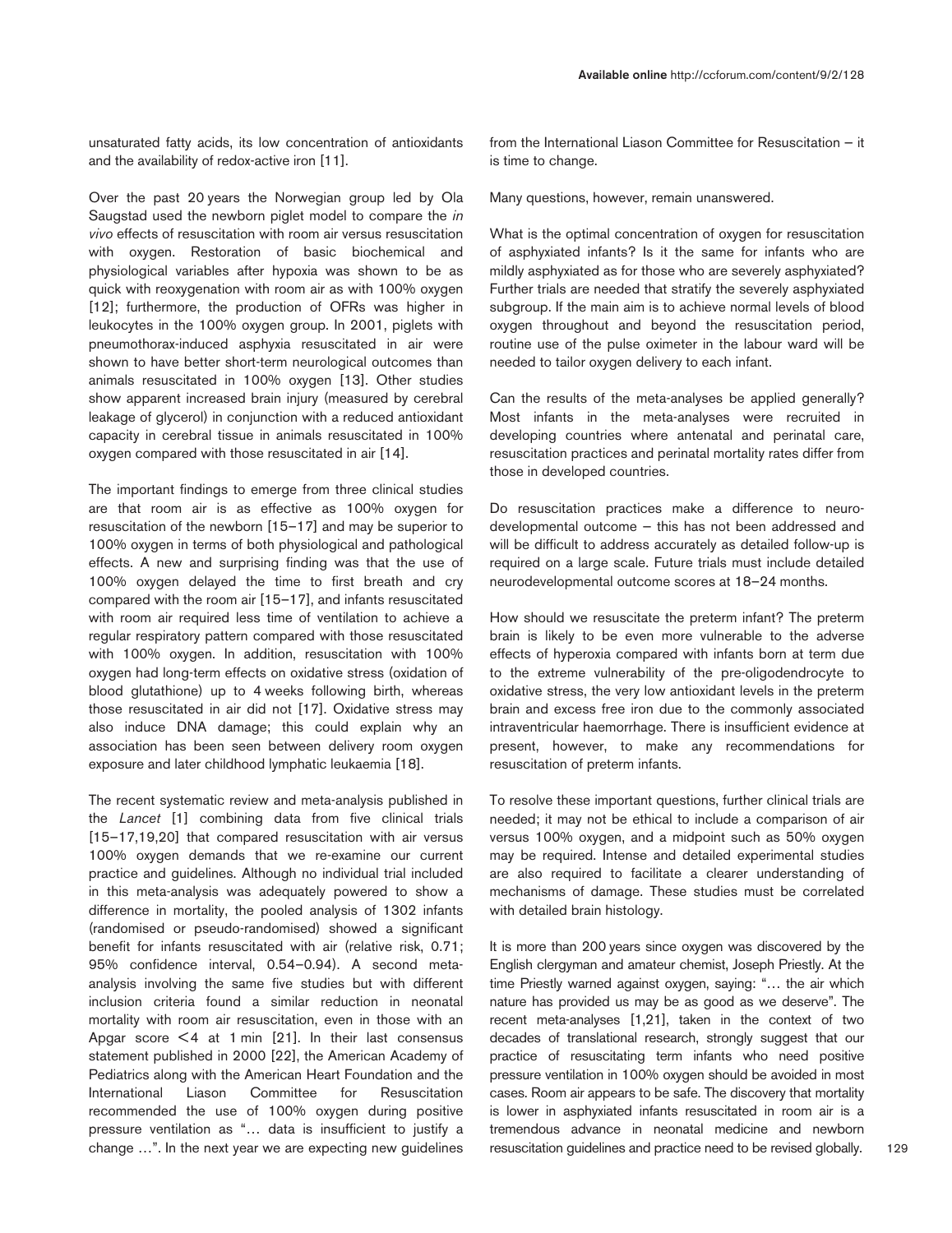unsaturated fatty acids, its low concentration of antioxidants and the availability of redox-active iron [11].

Over the past 20 years the Norwegian group led by Ola Saugstad used the newborn piglet model to compare the *in vivo* effects of resuscitation with room air versus resuscitation with oxygen. Restoration of basic biochemical and physiological variables after hypoxia was shown to be as quick with reoxygenation with room air as with 100% oxygen [12]; furthermore, the production of OFRs was higher in leukocytes in the 100% oxygen group. In 2001, piglets with pneumothorax-induced asphyxia resuscitated in air were shown to have better short-term neurological outcomes than animals resuscitated in 100% oxygen [13]. Other studies show apparent increased brain injury (measured by cerebral leakage of glycerol) in conjunction with a reduced antioxidant capacity in cerebral tissue in animals resuscitated in 100% oxygen compared with those resuscitated in air [14].

The important findings to emerge from three clinical studies are that room air is as effective as 100% oxygen for resuscitation of the newborn [15–17] and may be superior to 100% oxygen in terms of both physiological and pathological effects. A new and surprising finding was that the use of 100% oxygen delayed the time to first breath and cry compared with the room air [15–17], and infants resuscitated with room air required less time of ventilation to achieve a regular respiratory pattern compared with those resuscitated with 100% oxygen. In addition, resuscitation with 100% oxygen had long-term effects on oxidative stress (oxidation of blood glutathione) up to 4 weeks following birth, whereas those resuscitated in air did not [17]. Oxidative stress may also induce DNA damage; this could explain why an association has been seen between delivery room oxygen exposure and later childhood lymphatic leukaemia [18].

The recent systematic review and meta-analysis published in the *Lancet* [1] combining data from five clinical trials [15–17,19,20] that compared resuscitation with air versus 100% oxygen demands that we re-examine our current practice and guidelines. Although no individual trial included in this meta-analysis was adequately powered to show a difference in mortality, the pooled analysis of 1302 infants (randomised or pseudo-randomised) showed a significant benefit for infants resuscitated with air (relative risk, 0.71; 95% confidence interval, 0.54–0.94). A second meta-analysis involving the same five studies but with different inclusion criteria found a similar reduction in neonatal mortality with room air resuscitation, even in those with an Apgar score $<4$ at 1 min [21]. In their last consensus statement published in 2000 [22], the American Academy of Pediatrics along with the American Heart Foundation and the International Liason Committee for Resuscitation recommended the use of 100% oxygen during positive pressure ventilation as "… data is insufficient to justify a change …". In the next year we are expecting new guidelines from the International Liason Committee for Resuscitation – it is time to change.

Many questions, however, remain unanswered.

What is the optimal concentration of oxygen for resuscitation of asphyxiated infants? Is it the same for infants who are mildly asphyxiated as for those who are severely asphyxiated? Further trials are needed that stratify the severely asphyxiated subgroup. If the main aim is to achieve normal levels of blood oxygen throughout and beyond the resuscitation period, routine use of the pulse oximeter in the labour ward will be needed to tailor oxygen delivery to each infant.

Can the results of the meta-analyses be applied generally? Most infants in the meta-analyses were recruited in developing countries where antenatal and perinatal care, resuscitation practices and perinatal mortality rates differ from those in developed countries.

Do resuscitation practices make a difference to neurodevelopmental outcome – this has not been addressed and will be difficult to address accurately as detailed follow-up is required on a large scale. Future trials must include detailed neurodevelopmental outcome scores at 18–24 months.

How should we resuscitate the preterm infant? The preterm brain is likely to be even more vulnerable to the adverse effects of hyperoxia compared with infants born at term due to the extreme vulnerability of the pre-oligodendrocyte to oxidative stress, the very low antioxidant levels in the preterm brain and excess free iron due to the commonly associated intraventricular haemorrhage. There is insufficient evidence at present, however, to make any recommendations for resuscitation of preterm infants.

To resolve these important questions, further clinical trials are needed; it may not be ethical to include a comparison of air versus 100% oxygen, and a midpoint such as 50% oxygen may be required. Intense and detailed experimental studies are also required to facilitate a clearer understanding of mechanisms of damage. These studies must be correlated with detailed brain histology.

It is more than 200 years since oxygen was discovered by the English clergyman and amateur chemist, Joseph Priestly. At the time Priestly warned against oxygen, saying: "… the air which nature has provided us may be as good as we deserve". The recent meta-analyses [1,21], taken in the context of two decades of translational research, strongly suggest that our practice of resuscitating term infants who need positive pressure ventilation in 100% oxygen should be avoided in most cases. Room air appears to be safe. The discovery that mortality is lower in asphyxiated infants resuscitated in room air is a tremendous advance in neonatal medicine and newborn resuscitation guidelines and practice need to be revised globally.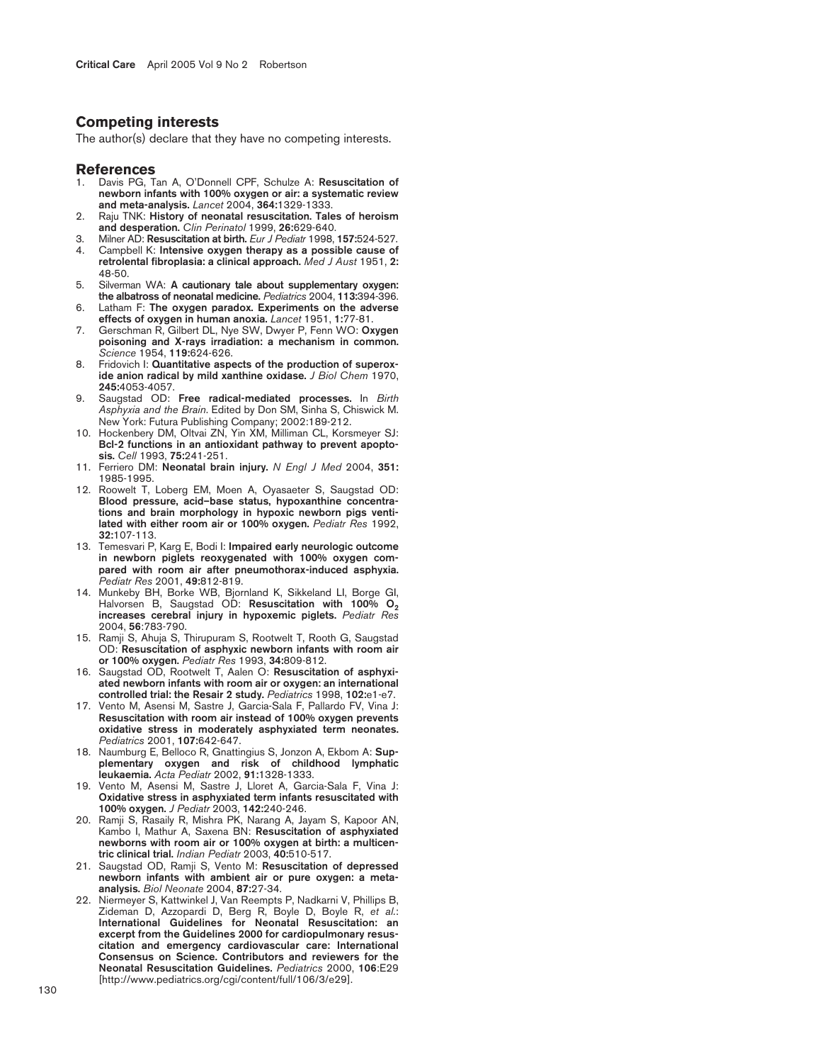## Competing interests

The author(s) declare that they have no competing interests.

## References

1. Davis PG, Tan A, O'Donnell CPF, Schulze A: **Resuscitation of newborn infants with 100% oxygen or air: a systematic review and meta-analysis.** *Lancet* 2004, **364:**1329-1333.
2. Raju TNK: **History of neonatal resuscitation. Tales of heroism and desperation.** *Clin Perinatol* 1999, **26:**629-640.
3. Milner AD: **Resuscitation at birth.** *Eur J Pediatr* 1998, **157:**524-527.
4. Campbell K: **Intensive oxygen therapy as a possible cause of retrolental fibroplasia: a clinical approach.** *Med J Aust* 1951, **2:** 48-50.
5. Silverman WA: **A cautionary tale about supplementary oxygen: the albatross of neonatal medicine.** *Pediatrics* 2004, **113:**394-396.
6. Latham F: **The oxygen paradox. Experiments on the adverse effects of oxygen in human anoxia.** *Lancet* 1951, **1:**77-81.
7. Gerschman R, Gilbert DL, Nye SW, Dwyer P, Fenn WO: **Oxygen poisoning and X-rays irradiation: a mechanism in common.** *Science* 1954, **119:**624-626.
8. Fridovich I: **Quantitative aspects of the production of superoxide anion radical by mild xanthine oxidase.** *J Biol Chem* 1970, **245:**4053-4057.
9. Saugstad OD: **Free radical-mediated processes.** In *Birth Asphyxia and the Brain*. Edited by Don SM, Sinha S, Chiswick M. New York: Futura Publishing Company; 2002:189-212.
10. Hockenbery DM, Oltvai ZN, Yin XM, Milliman CL, Korsmeyer SJ: **Bcl-2 functions in an antioxidant pathway to prevent apoptosis.** *Cell* 1993, **75:**241-251.
11. Ferriero DM: **Neonatal brain injury.** *N Engl J Med* 2004, **351:** 1985-1995.
12. Roowelt T, Loberg EM, Moen A, Oyasaeter S, Saugstad OD: **Blood pressure, acid–base status, hypoxanthine concentrations and brain morphology in hypoxic newborn pigs ventilated with either room air or 100% oxygen.** *Pediatr Res* 1992, **32:**107-113.
13. Temesvari P, Karg E, Bodi I: **Impaired early neurologic outcome in newborn piglets reoxygenated with 100% oxygen compared with room air after pneumothorax-induced asphyxia.** *Pediatr Res* 2001, **49:**812-819.
14. Munkeby BH, Borke WB, Bjornland K, Sikkeland LI, Borge GI, Halvorsen B, Saugstad OD: **Resuscitation with 100% $O_2$ increases cerebral injury in hypoxemic piglets.** *Pediatr Res* 2004, **56**:783-790.
15. Ramji S, Ahuja S, Thirupuram S, Rootwelt T, Rooth G, Saugstad OD: **Resuscitation of asphyxic newborn infants with room air or 100% oxygen.** *Pediatr Res* 1993, **34:**809-812.
16. Saugstad OD, Rootwelt T, Aalen O: **Resuscitation of asphyxiated newborn infants with room air or oxygen: an international controlled trial: the Resair 2 study.** *Pediatrics* 1998, **102:**e1-e7.
17. Vento M, Asensi M, Sastre J, Garcia-Sala F, Pallardo FV, Vina J: **Resuscitation with room air instead of 100% oxygen prevents oxidative stress in moderately asphyxiated term neonates.** *Pediatrics* 2001, **107:**642-647.
18. Naumburg E, Belloco R, Gnattingius S, Jonzon A, Ekbom A: **Supplementary oxygen and risk of childhood lymphatic leukaemia.** *Acta Pediatr* 2002, **91:**1328-1333.
19. Vento M, Asensi M, Sastre J, Lloret A, Garcia-Sala F, Vina J: **Oxidative stress in asphyxiated term infants resuscitated with 100% oxygen.** *J Pediatr* 2003, **142:**240-246.
20. Ramji S, Rasaily R, Mishra PK, Narang A, Jayam S, Kapoor AN, Kambo I, Mathur A, Saxena BN: **Resuscitation of asphyxiated newborns with room air or 100% oxygen at birth: a multicentric clinical trial.** *Indian Pediatr* 2003, **40:**510-517.
21. Saugstad OD, Ramji S, Vento M: **Resuscitation of depressed newborn infants with ambient air or pure oxygen: a meta-analysis.** *Biol Neonate* 2004, **87:**27-34.
22. Niermeyer S, Kattwinkel J, Van Reempts P, Nadkarni V, Phillips B, Zideman D, Azzopardi D, Berg R, Boyle D, Boyle R, *et al.*: **International Guidelines for Neonatal Resuscitation: an excerpt from the Guidelines 2000 for cardiopulmonary resuscitation and emergency cardiovascular care: International Consensus on Science. Contributors and reviewers for the Neonatal Resuscitation Guidelines.** *Pediatrics* 2000, **106**:E29 [http://www.pediatrics.org/cgi/content/full/106/3/e29].